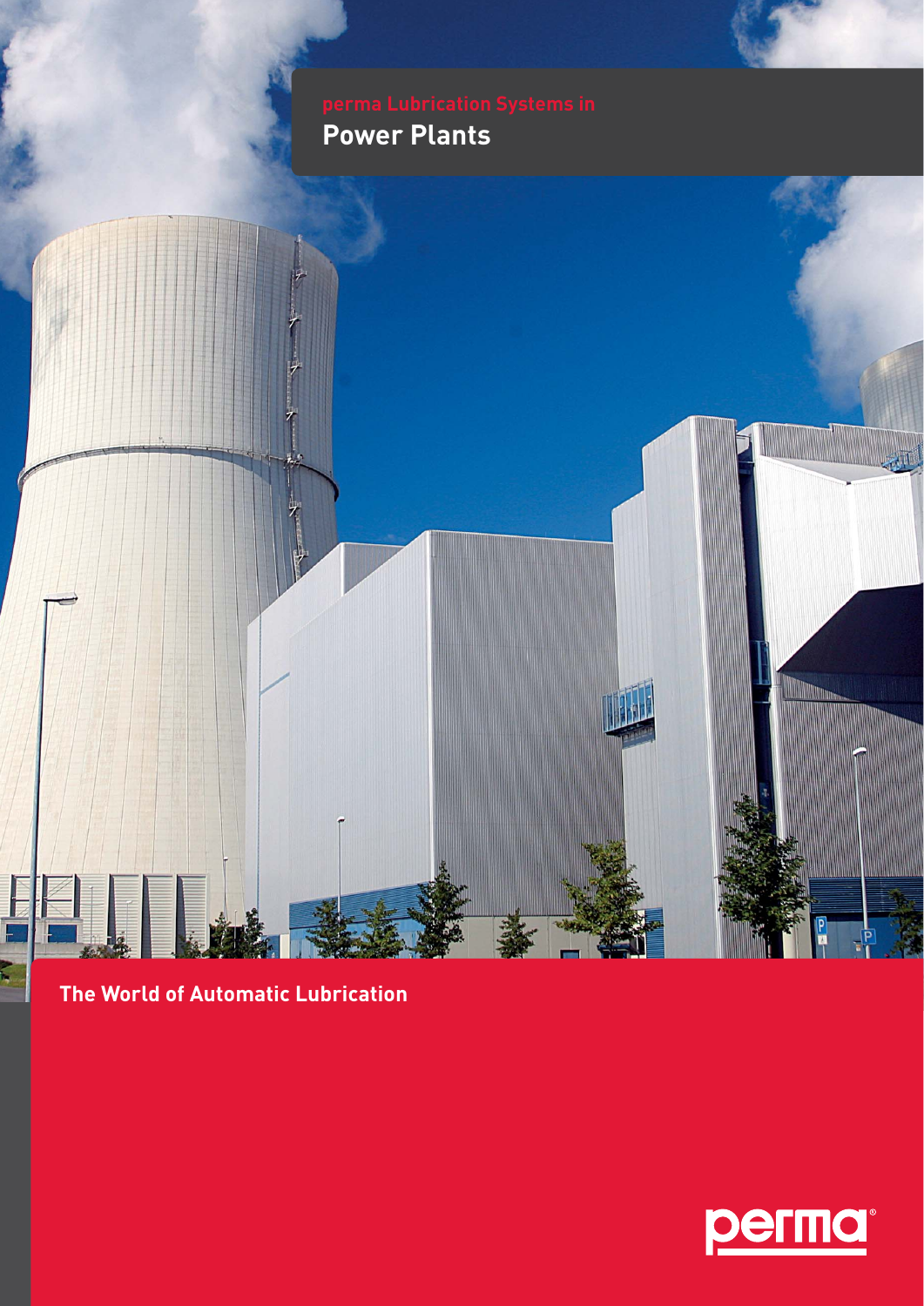perma Lubrication Systems in

# Power Plants

The World of Automatic Lubrication

perma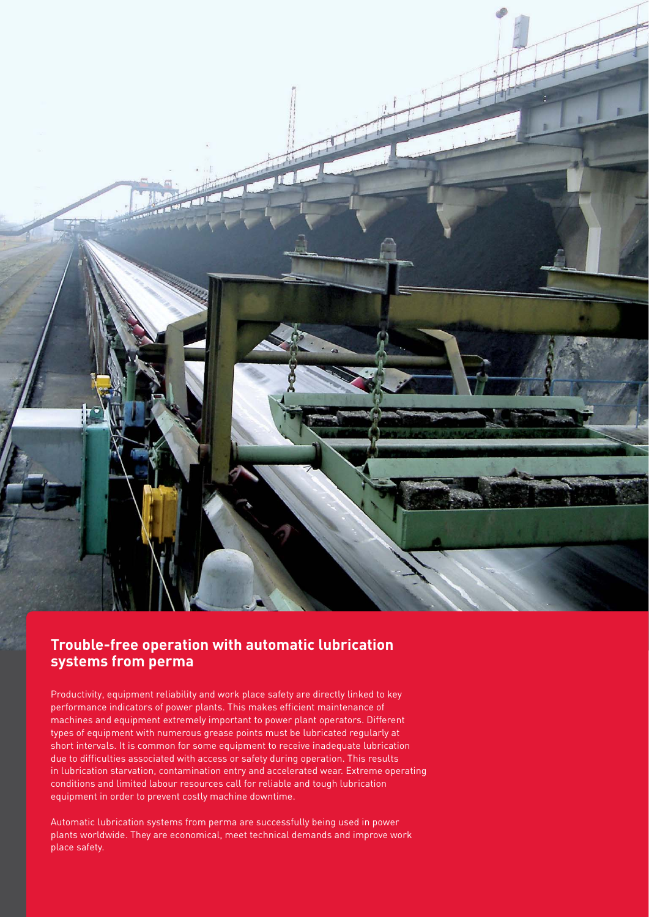## Trouble-free operation with automatic lubrication systems from perma

Productivity, equipment reliability and work place safety are directly linked to key performance indicators of power plants. This makes efficient maintenance of machines and equipment extremely important to power plant operators. Different types of equipment with numerous grease points must be lubricated regularly at short intervals. It is common for some equipment to receive inadequate lubrication due to difficulties associated with access or safety during operation. This results in lubrication starvation, contamination entry and accelerated wear. Extreme operating conditions and limited labour resources call for reliable and tough lubrication equipment in order to prevent costly machine downtime.

Automatic lubrication systems from perma are successfully being used in power plants worldwide. They are economical, meet technical demands and improve work place safety.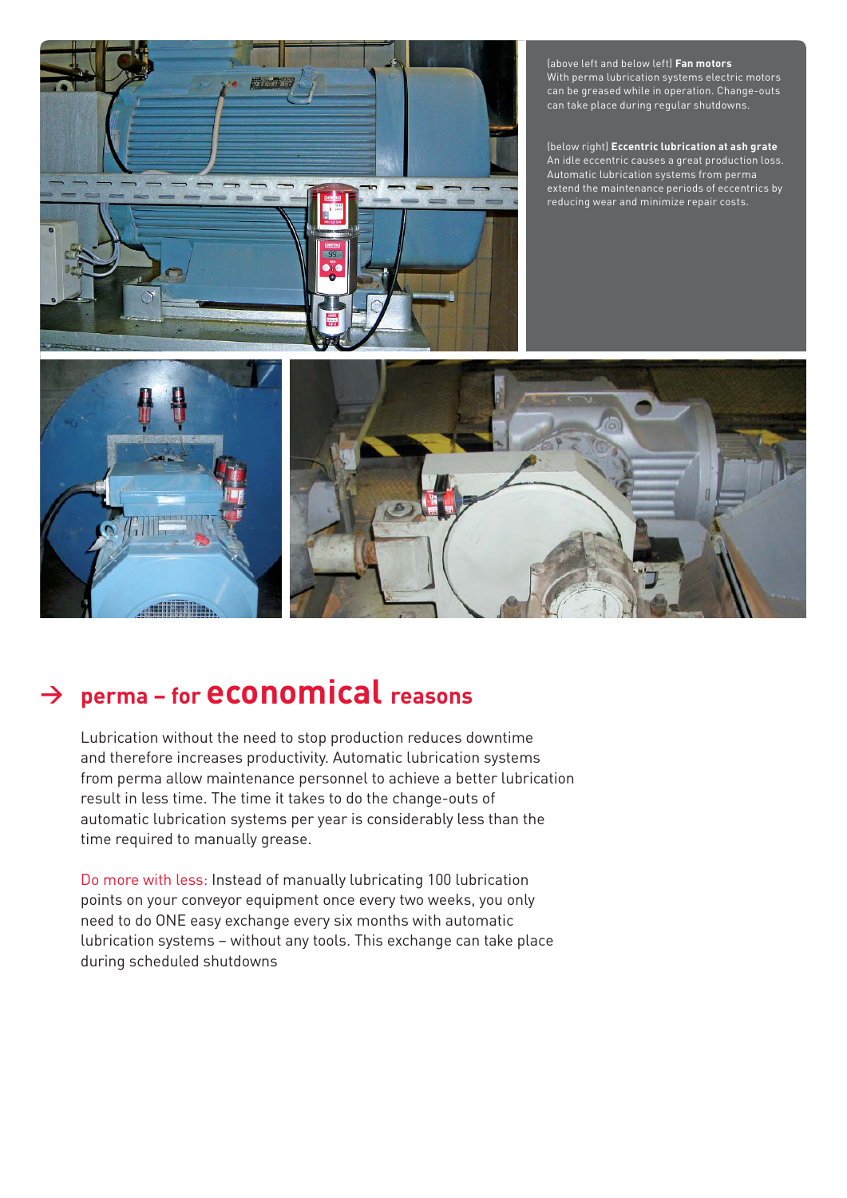(above left and below left) **Fan motors**
With perma lubrication systems electric motors can be greased while in operation. Change-outs can take place during regular shutdowns.

(below right) **Eccentric lubrication at ash grate**
An idle eccentric causes a great production loss. Automatic lubrication systems from perma extend the maintenance periods of eccentrics by reducing wear and minimize repair costs.

## → perma – for **economical** reasons

Lubrication without the need to stop production reduces downtime and therefore increases productivity. Automatic lubrication systems from perma allow maintenance personnel to achieve a better lubrication result in less time. The time it takes to do the change-outs of automatic lubrication systems per year is considerably less than the time required to manually grease.

Do more with less: Instead of manually lubricating 100 lubrication points on your conveyor equipment once every two weeks, you only need to do ONE easy exchange every six months with automatic lubrication systems – without any tools. This exchange can take place during scheduled shutdowns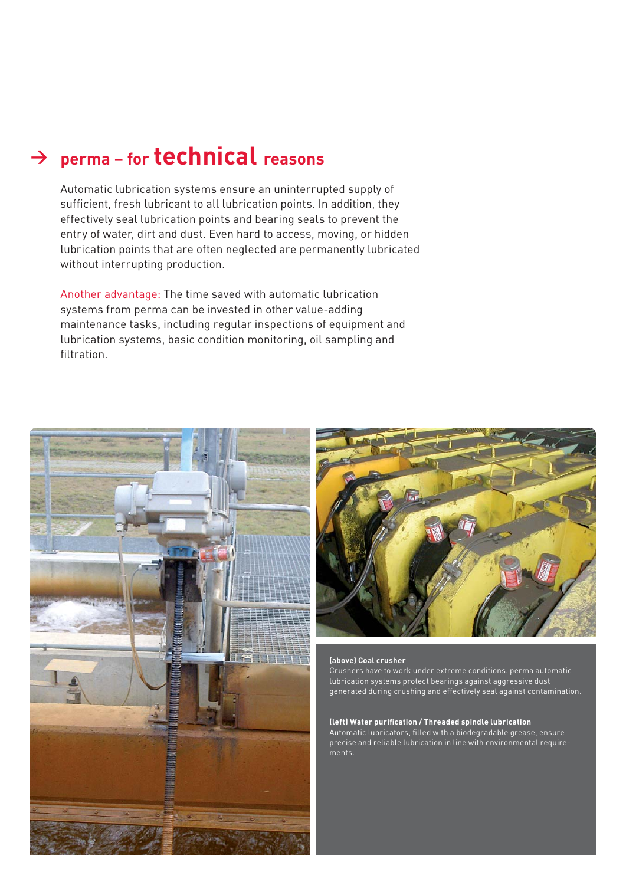## → perma – for **technical** reasons

Automatic lubrication systems ensure an uninterrupted supply of sufficient, fresh lubricant to all lubrication points. In addition, they effectively seal lubrication points and bearing seals to prevent the entry of water, dirt and dust. Even hard to access, moving, or hidden lubrication points that are often neglected are permanently lubricated without interrupting production.

Another advantage: The time saved with automatic lubrication systems from perma can be invested in other value-adding maintenance tasks, including regular inspections of equipment and lubrication systems, basic condition monitoring, oil sampling and filtration.

**(above) Coal crusher**
Crushers have to work under extreme conditions. perma automatic lubrication systems protect bearings against aggressive dust generated during crushing and effectively seal against contamination.

**(left) Water purification / Threaded spindle lubrication**
Automatic lubricators, filled with a biodegradable grease, ensure precise and reliable lubrication in line with environmental requirements.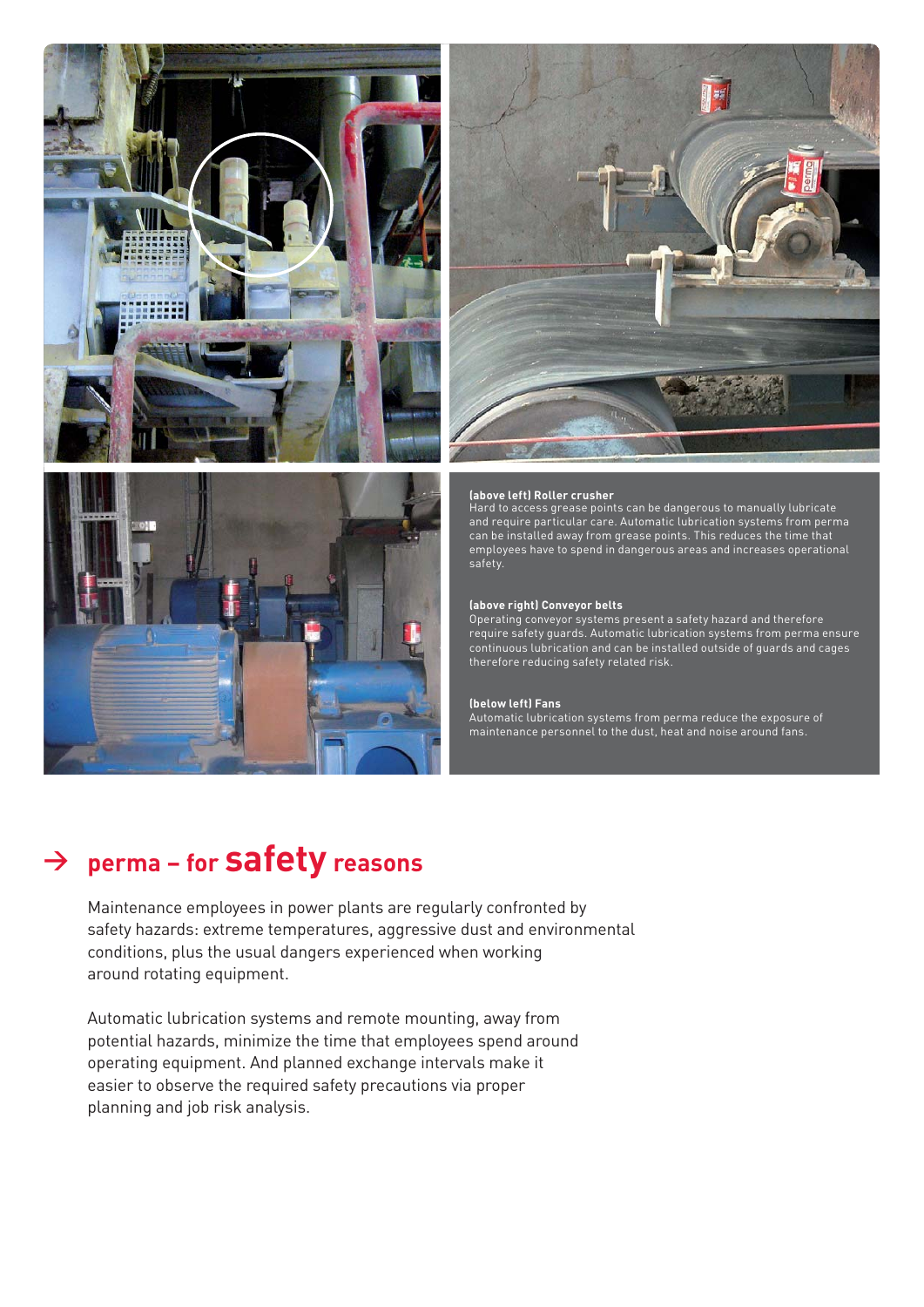**(above left) Roller crusher**
Hard to access grease points can be dangerous to manually lubricate and require particular care. Automatic lubrication systems from perma can be installed away from grease points. This reduces the time that employees have to spend in dangerous areas and increases operational safety.

**(above right) Conveyor belts**
Operating conveyor systems present a safety hazard and therefore require safety guards. Automatic lubrication systems from perma ensure continuous lubrication and can be installed outside of guards and cages therefore reducing safety related risk.

**(below left) Fans**
Automatic lubrication systems from perma reduce the exposure of maintenance personnel to the dust, heat and noise around fans.

## → perma – for safety reasons

Maintenance employees in power plants are regularly confronted by safety hazards: extreme temperatures, aggressive dust and environmental conditions, plus the usual dangers experienced when working around rotating equipment.

Automatic lubrication systems and remote mounting, away from potential hazards, minimize the time that employees spend around operating equipment. And planned exchange intervals make it easier to observe the required safety precautions via proper planning and job risk analysis.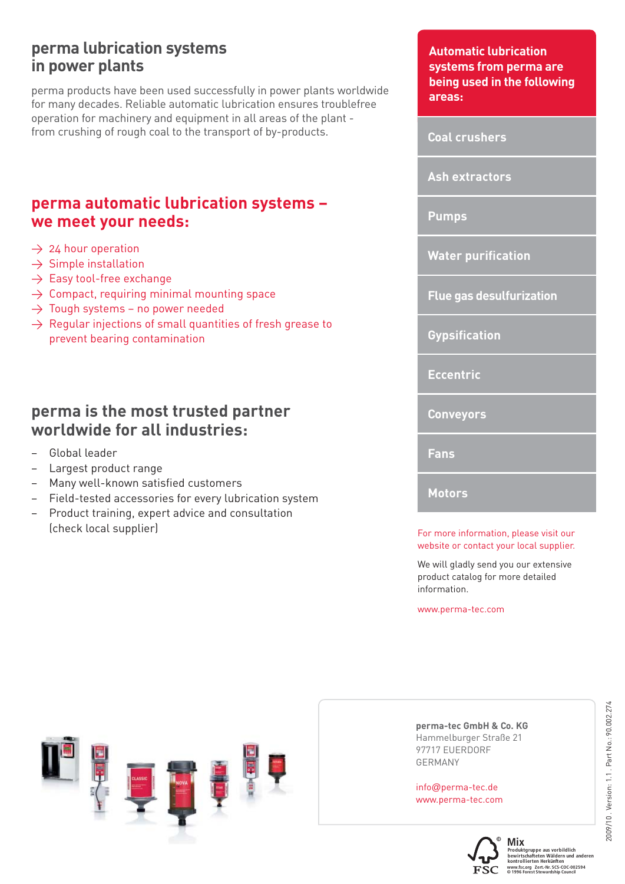## perma lubrication systems in power plants

perma products have been used successfully in power plants worldwide for many decades. Reliable automatic lubrication ensures troublefree operation for machinery and equipment in all areas of the plant - from crushing of rough coal to the transport of by-products.

## perma automatic lubrication systems – we meet your needs:

- → 24 hour operation
- → Simple installation
- → Easy tool-free exchange
- → Compact, requiring minimal mounting space
- → Tough systems – no power needed
- → Regular injections of small quantities of fresh grease to prevent bearing contamination

## perma is the most trusted partner worldwide for all industries:

- Global leader
- Largest product range
- Many well-known satisfied customers
- Field-tested accessories for every lubrication system
- Product training, expert advice and consultation (check local supplier)

**Automatic lubrication systems from perma are being used in the following areas:**

- Coal crushers
- Ash extractors
- Pumps
- Water purification
- Flue gas desulfurization
- Gypsification
- Eccentric
- Conveyors
- Fans
- Motors

For more information, please visit our website or contact your local supplier.

We will gladly send you our extensive product catalog for more detailed information.

www.perma-tec.com

**perma-tec GmbH & Co. KG**
Hammelburger Straße 21
97717 EUERDORF
GERMANY

info@perma-tec.de
www.perma-tec.com

2009/10 . Version: 1.1 . Part No.: 90.002.274

Mix
Produktgruppe aus vorbildlich bewirtschafteten Wäldern und anderen kontrollierten Herkünften
www.fsc.org Zert.-Nr. SCS-COC-002594
© 1996 Forest Stewardship Council